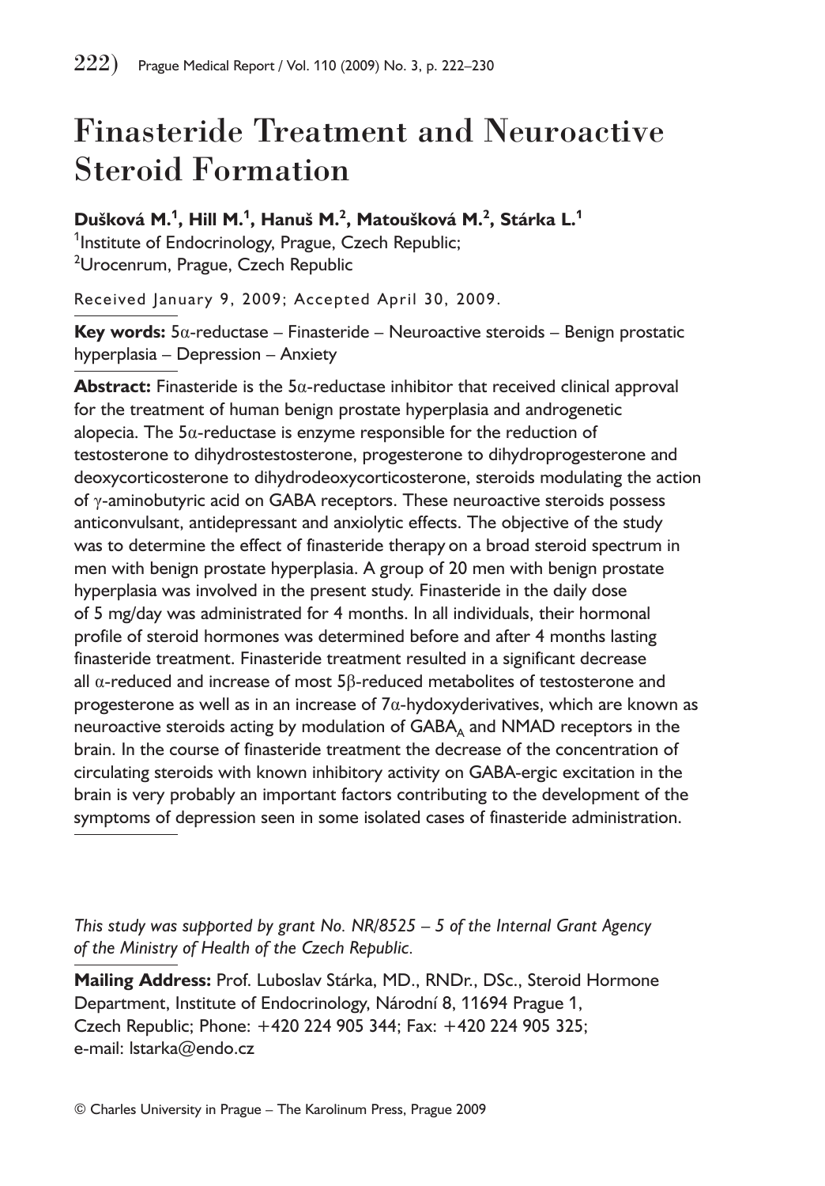# Finasteride Treatment and Neuroactive Steroid Formation

**Dušková M.[1], Hill M.[1], Hanuš M.[2], Matoušková M.[2], Stárka L.[1]**

[1]Institute of Endocrinology, Prague, Czech Republic;
[2]Urocenrum, Prague, Czech Republic

Received January 9, 2009; Accepted April 30, 2009.

**Key words:** 5α-reductase – Finasteride – Neuroactive steroids – Benign prostatic hyperplasia – Depression – Anxiety

**Abstract:** Finasteride is the 5α-reductase inhibitor that received clinical approval for the treatment of human benign prostate hyperplasia and androgenetic alopecia. The 5α-reductase is enzyme responsible for the reduction of testosterone to dihydrostestosterone, progesterone to dihydroprogesterone and deoxycorticosterone to dihydrodeoxycorticosterone, steroids modulating the action of γ-aminobutyric acid on GABA receptors. These neuroactive steroids possess anticonvulsant, antidepressant and anxiolytic effects. The objective of the study was to determine the effect of finasteride therapy on a broad steroid spectrum in men with benign prostate hyperplasia. A group of 20 men with benign prostate hyperplasia was involved in the present study. Finasteride in the daily dose of 5 mg/day was administrated for 4 months. In all individuals, their hormonal profile of steroid hormones was determined before and after 4 months lasting finasteride treatment. Finasteride treatment resulted in a significant decrease all α-reduced and increase of most 5β-reduced metabolites of testosterone and progesterone as well as in an increase of 7α-hydoxyderivatives, which are known as neuroactive steroids acting by modulation of $GABA_A$ and NMAD receptors in the brain. In the course of finasteride treatment the decrease of the concentration of circulating steroids with known inhibitory activity on GABA-ergic excitation in the brain is very probably an important factors contributing to the development of the symptoms of depression seen in some isolated cases of finasteride administration.

*This study was supported by grant No. NR/8525 – 5 of the Internal Grant Agency of the Ministry of Health of the Czech Republic.*

**Mailing Address:** Prof. Luboslav Stárka, MD., RNDr., DSc., Steroid Hormone Department, Institute of Endocrinology, Národní 8, 11694 Prague 1, Czech Republic; Phone: +420 224 905 344; Fax: +420 224 905 325; e-mail: lstarka@endo.cz

© Charles University in Prague – The Karolinum Press, Prague 2009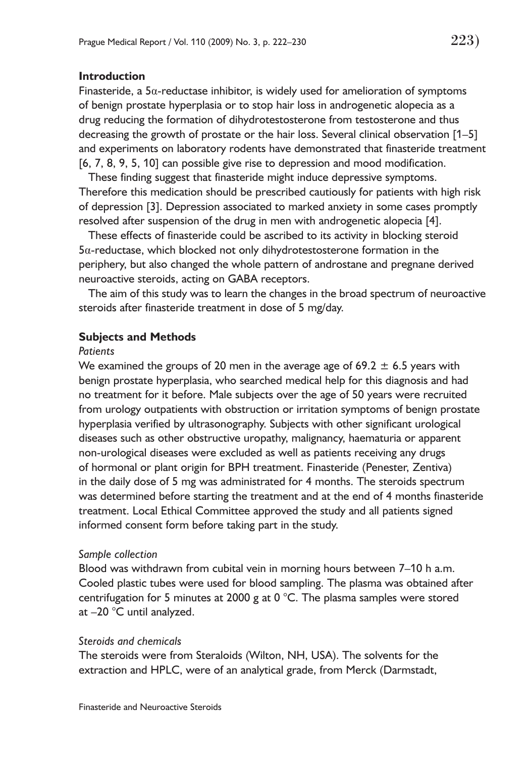## Introduction

Finasteride, a $5\alpha$-reductase inhibitor, is widely used for amelioration of symptoms of benign prostate hyperplasia or to stop hair loss in androgenetic alopecia as a drug reducing the formation of dihydrotestosterone from testosterone and thus decreasing the growth of prostate or the hair loss. Several clinical observation [1–5] and experiments on laboratory rodents have demonstrated that finasteride treatment [6, 7, 8, 9, 5, 10] can possible give rise to depression and mood modification.

These finding suggest that finasteride might induce depressive symptoms. Therefore this medication should be prescribed cautiously for patients with high risk of depression [3]. Depression associated to marked anxiety in some cases promptly resolved after suspension of the drug in men with androgenetic alopecia [4].

These effects of finasteride could be ascribed to its activity in blocking steroid $5\alpha$-reductase, which blocked not only dihydrotestosterone formation in the periphery, but also changed the whole pattern of androstane and pregnane derived neuroactive steroids, acting on GABA receptors.

The aim of this study was to learn the changes in the broad spectrum of neuroactive steroids after finasteride treatment in dose of 5 mg/day.

## Subjects and Methods

### *Patients*

We examined the groups of 20 men in the average age of $69.2 \pm 6.5$ years with benign prostate hyperplasia, who searched medical help for this diagnosis and had no treatment for it before. Male subjects over the age of 50 years were recruited from urology outpatients with obstruction or irritation symptoms of benign prostate hyperplasia verified by ultrasonography. Subjects with other significant urological diseases such as other obstructive uropathy, malignancy, haematuria or apparent non-urological diseases were excluded as well as patients receiving any drugs of hormonal or plant origin for BPH treatment. Finasteride (Penester, Zentiva) in the daily dose of 5 mg was administrated for 4 months. The steroids spectrum was determined before starting the treatment and at the end of 4 months finasteride treatment. Local Ethical Committee approved the study and all patients signed informed consent form before taking part in the study.

### *Sample collection*

Blood was withdrawn from cubital vein in morning hours between 7–10 h a.m. Cooled plastic tubes were used for blood sampling. The plasma was obtained after centrifugation for 5 minutes at 2000 g at 0 °C. The plasma samples were stored at –20 °C until analyzed.

### *Steroids and chemicals*

The steroids were from Steraloids (Wilton, NH, USA). The solvents for the extraction and HPLC, were of an analytical grade, from Merck (Darmstadt,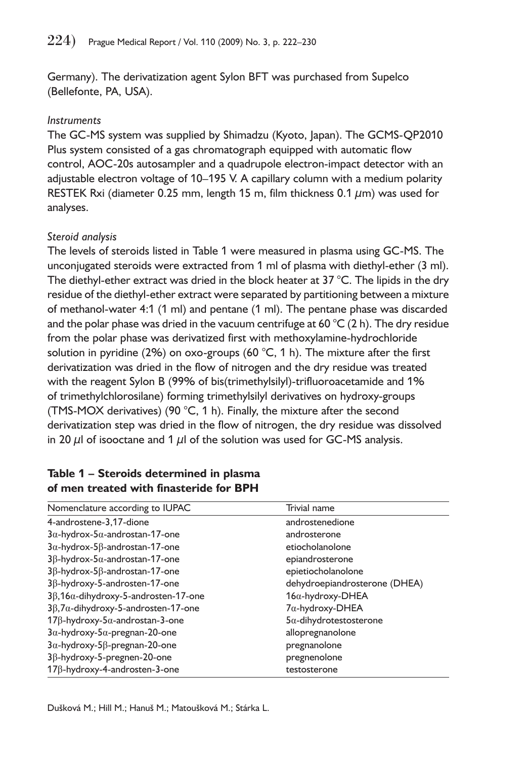Germany). The derivatization agent Sylon BFT was purchased from Supelco (Bellefonte, PA, USA).

*Instruments*

The GC-MS system was supplied by Shimadzu (Kyoto, Japan). The GCMS-QP2010 Plus system consisted of a gas chromatograph equipped with automatic flow control, AOC-20s autosampler and a quadrupole electron-impact detector with an adjustable electron voltage of 10–195 V. A capillary column with a medium polarity RESTEK Rxi (diameter 0.25 mm, length 15 m, film thickness 0.1 μm) was used for analyses.

*Steroid analysis*

The levels of steroids listed in Table 1 were measured in plasma using GC-MS. The unconjugated steroids were extracted from 1 ml of plasma with diethyl-ether (3 ml). The diethyl-ether extract was dried in the block heater at 37 °C. The lipids in the dry residue of the diethyl-ether extract were separated by partitioning between a mixture of methanol-water 4:1 (1 ml) and pentane (1 ml). The pentane phase was discarded and the polar phase was dried in the vacuum centrifuge at 60 °C (2 h). The dry residue from the polar phase was derivatized first with methoxylamine-hydrochloride solution in pyridine (2%) on oxo-groups (60 °C, 1 h). The mixture after the first derivatization was dried in the flow of nitrogen and the dry residue was treated with the reagent Sylon B (99% of bis(trimethylsilyl)-trifluoroacetamide and 1% of trimethylchlorosilane) forming trimethylsilyl derivatives on hydroxy-groups (TMS-MOX derivatives) (90 °C, 1 h). Finally, the mixture after the second derivatization step was dried in the flow of nitrogen, the dry residue was dissolved in 20 μl of isooctane and 1 μl of the solution was used for GC-MS analysis.

**Table 1 – Steroids determined in plasma of men treated with finasteride for BPH**

| Nomenclature according to IUPAC | Trivial name |
|---|---|
| 4-androstene-3,17-dione | androstenedione |
| 3α-hydrox-5α-androstan-17-one | androsterone |
| 3α-hydrox-5β-androstan-17-one | etiocholanolone |
| 3β-hydrox-5α-androstan-17-one | epiandrosterone |
| 3β-hydrox-5β-androstan-17-one | epietiocholanolone |
| 3β-hydroxy-5-androsten-17-one | dehydroepiandrosterone (DHEA) |
| 3β,16α-dihydroxy-5-androsten-17-one | 16α-hydroxy-DHEA |
| 3β,7α-dihydroxy-5-androsten-17-one | 7α-hydroxy-DHEA |
| 17β-hydroxy-5α-androstan-3-one | 5α-dihydrotestosterone |
| 3α-hydroxy-5α-pregnan-20-one | allopregnanolone |
| 3α-hydroxy-5β-pregnan-20-one | pregnanolone |
| 3β-hydroxy-5-pregnen-20-one | pregnenolone |
| 17β-hydroxy-4-androsten-3-one | testosterone |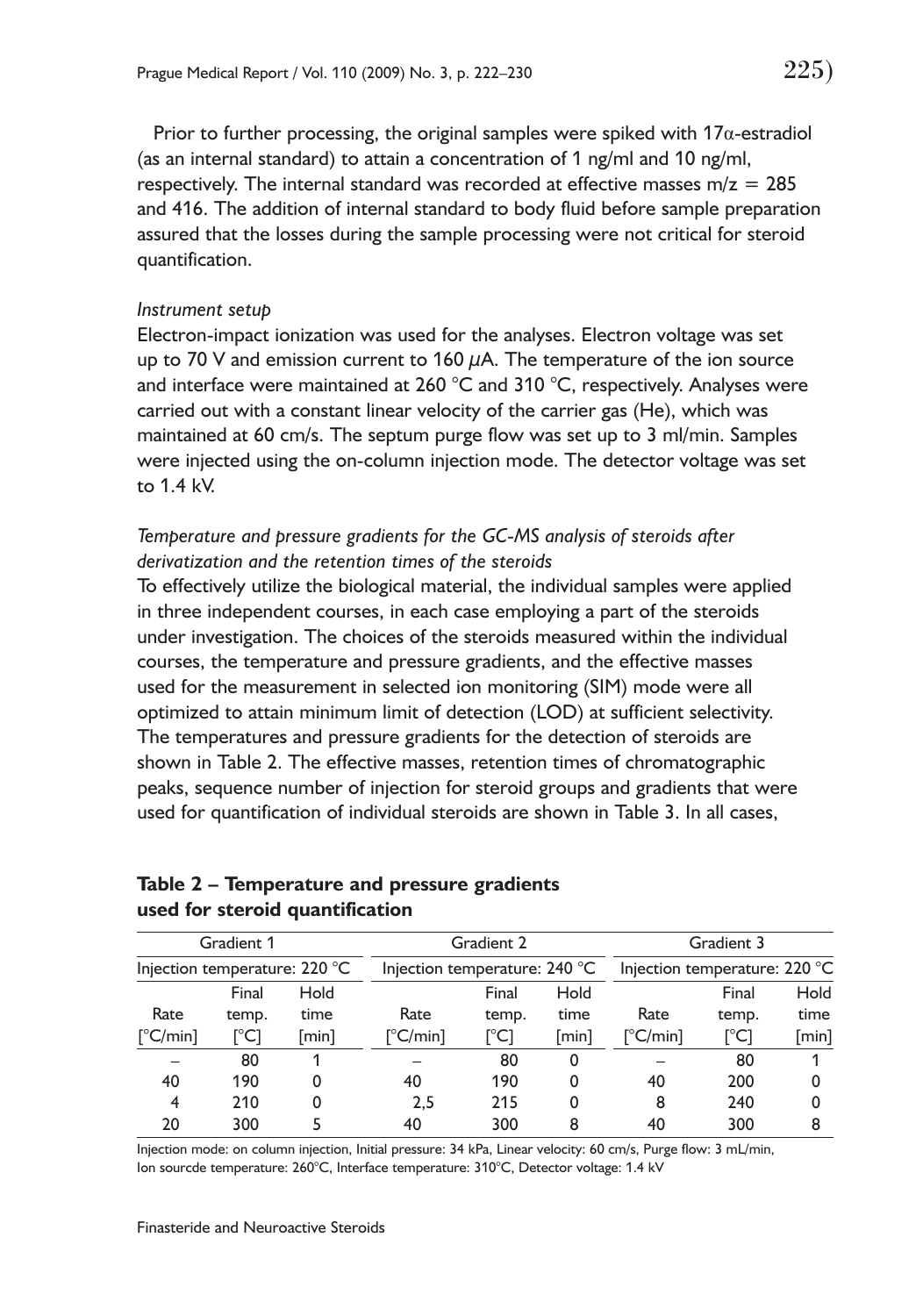Prior to further processing, the original samples were spiked with 17α-estradiol (as an internal standard) to attain a concentration of 1 ng/ml and 10 ng/ml, respectively. The internal standard was recorded at effective masses m/z = 285 and 416. The addition of internal standard to body fluid before sample preparation assured that the losses during the sample processing were not critical for steroid quantification.

*Instrument setup*

Electron-impact ionization was used for the analyses. Electron voltage was set up to 70 V and emission current to 160 μA. The temperature of the ion source and interface were maintained at 260 °C and 310 °C, respectively. Analyses were carried out with a constant linear velocity of the carrier gas (He), which was maintained at 60 cm/s. The septum purge flow was set up to 3 ml/min. Samples were injected using the on-column injection mode. The detector voltage was set to 1.4 kV.

*Temperature and pressure gradients for the GC-MS analysis of steroids after derivatization and the retention times of the steroids*

To effectively utilize the biological material, the individual samples were applied in three independent courses, in each case employing a part of the steroids under investigation. The choices of the steroids measured within the individual courses, the temperature and pressure gradients, and the effective masses used for the measurement in selected ion monitoring (SIM) mode were all optimized to attain minimum limit of detection (LOD) at sufficient selectivity. The temperatures and pressure gradients for the detection of steroids are shown in Table 2. The effective masses, retention times of chromatographic peaks, sequence number of injection for steroid groups and gradients that were used for quantification of individual steroids are shown in Table 3. In all cases,

**Table 2 – Temperature and pressure gradients used for steroid quantification**

| Gradient 1 | | | Gradient 2 | | | Gradient 3 | | |
|---|---|---|---|---|---|---|---|---|
| Injection temperature: 220 °C | | | Injection temperature: 240 °C | | | Injection temperature: 220 °C | | |
| Rate [°C/min] | Final temp. [°C] | Hold time [min] | Rate [°C/min] | Final temp. [°C] | Hold time [min] | Rate [°C/min] | Final temp. [°C] | Hold time [min] |
| – | 80 | 1 | – | 80 | 0 | – | 80 | 1 |
| 40 | 190 | 0 | 40 | 190 | 0 | 40 | 200 | 0 |
| 4 | 210 | 0 | 2,5 | 215 | 0 | 8 | 240 | 0 |
| 20 | 300 | 5 | 40 | 300 | 8 | 40 | 300 | 8 |

Injection mode: on column injection, Initial pressure: 34 kPa, Linear velocity: 60 cm/s, Purge flow: 3 mL/min, Ion sourcde temperature: 260°C, Interface temperature: 310°C, Detector voltage: 1.4 kV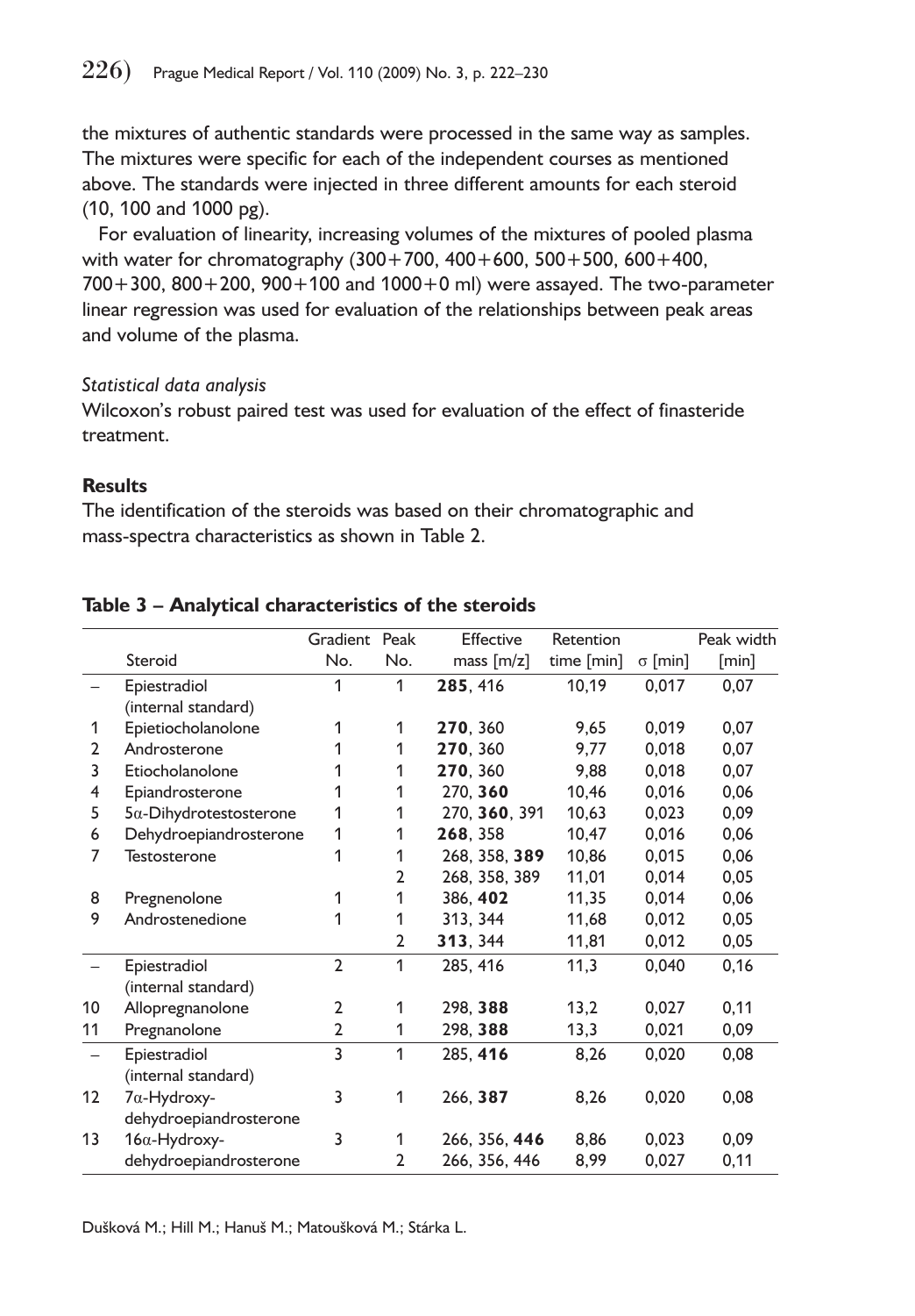the mixtures of authentic standards were processed in the same way as samples. The mixtures were specific for each of the independent courses as mentioned above. The standards were injected in three different amounts for each steroid (10, 100 and 1000 pg).

For evaluation of linearity, increasing volumes of the mixtures of pooled plasma with water for chromatography (300+700, 400+600, 500+500, 600+400, 700+300, 800+200, 900+100 and 1000+0 ml) were assayed. The two-parameter linear regression was used for evaluation of the relationships between peak areas and volume of the plasma.

*Statistical data analysis*

Wilcoxon's robust paired test was used for evaluation of the effect of finasteride treatment.

**Results**

The identification of the steroids was based on their chromatographic and mass-spectra characteristics as shown in Table 2.

**Table 3 – Analytical characteristics of the steroids**

| | Steroid | Gradient No. | Peak No. | Effective mass [m/z] | Retention time [min] | σ [min] | Peak width [min] |
|---|---|---|---|---|---|---|---|
| – | Epiestradiol (internal standard) | 1 | 1 | **285**, 416 | 10,19 | 0,017 | 0,07 |
| 1 | Epietiocholanolone | 1 | 1 | **270**, 360 | 9,65 | 0,019 | 0,07 |
| 2 | Androsterone | 1 | 1 | **270**, 360 | 9,77 | 0,018 | 0,07 |
| 3 | Etiocholanolone | 1 | 1 | **270**, 360 | 9,88 | 0,018 | 0,07 |
| 4 | Epiandrosterone | 1 | 1 | 270, **360** | 10,46 | 0,016 | 0,06 |
| 5 | 5α-Dihydrotestosterone | 1 | 1 | 270, **360**, 391 | 10,63 | 0,023 | 0,09 |
| 6 | Dehydroepiandrosterone | 1 | 1 | **268**, 358 | 10,47 | 0,016 | 0,06 |
| 7 | Testosterone | 1 | 1 | 268, 358, **389** | 10,86 | 0,015 | 0,06 |
| | | | 2 | 268, 358, 389 | 11,01 | 0,014 | 0,05 |
| 8 | Pregnenolone | 1 | 1 | 386, **402** | 11,35 | 0,014 | 0,06 |
| 9 | Androstenedione | 1 | 1 | 313, 344 | 11,68 | 0,012 | 0,05 |
| | | | 2 | **313**, 344 | 11,81 | 0,012 | 0,05 |
| – | Epiestradiol (internal standard) | 2 | 1 | 285, 416 | 11,3 | 0,040 | 0,16 |
| 10 | Allopregnanolone | 2 | 1 | 298, **388** | 13,2 | 0,027 | 0,11 |
| 11 | Pregnanolone | 2 | 1 | 298, **388** | 13,3 | 0,021 | 0,09 |
| – | Epiestradiol (internal standard) | 3 | 1 | 285, **416** | 8,26 | 0,020 | 0,08 |
| 12 | 7α-Hydroxy-dehydroepiandrosterone | 3 | 1 | 266, **387** | 8,26 | 0,020 | 0,08 |
| 13 | 16α-Hydroxy-dehydroepiandrosterone | 3 | 1 | 266, 356, **446** | 8,86 | 0,023 | 0,09 |
| | | | 2 | 266, 356, 446 | 8,99 | 0,027 | 0,11 |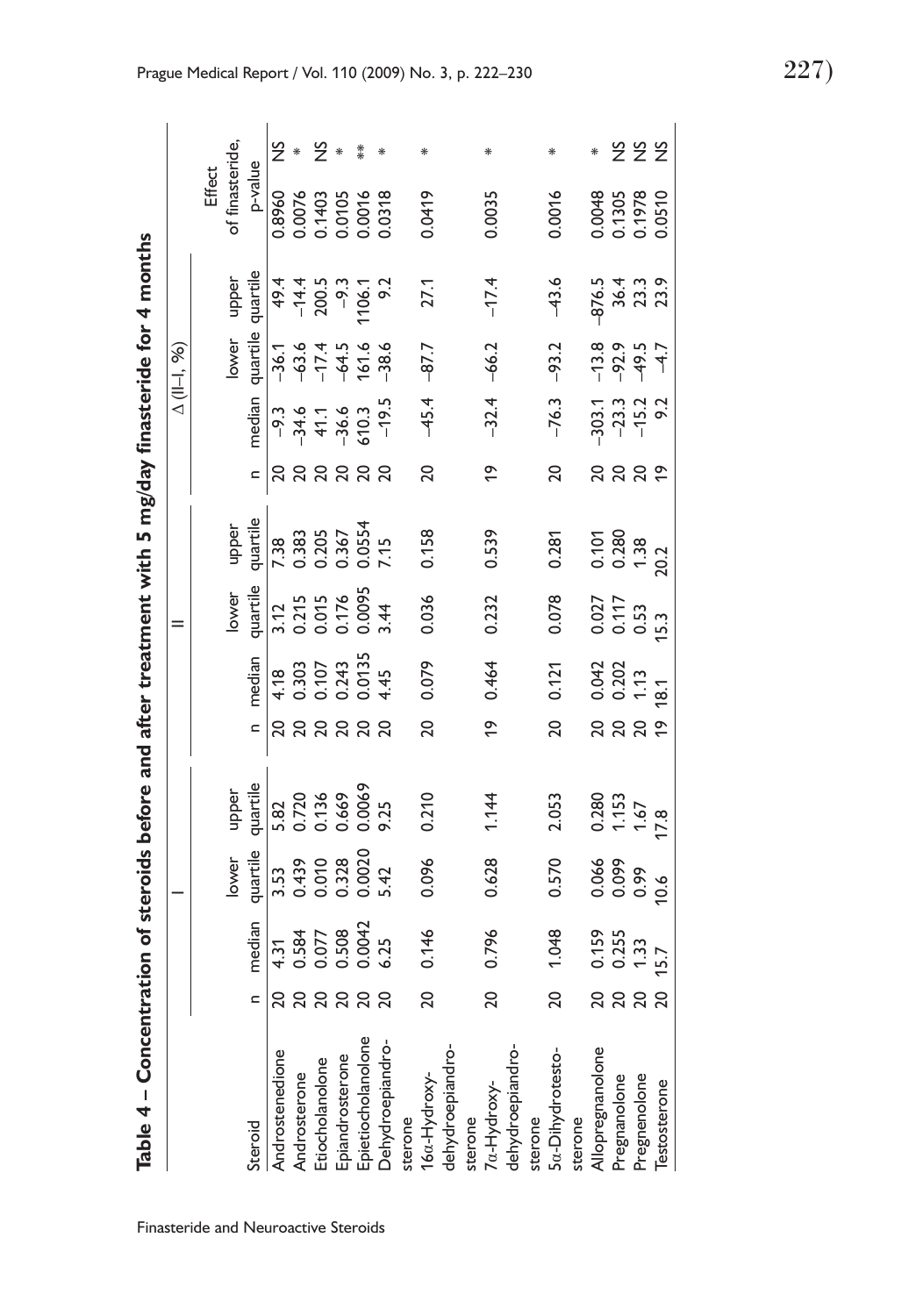**Table 4 – Concentration of steroids before and after treatment with 5 mg/day finasteride for 4 months**

| | I | | | | II | | | | Δ (II–I, %) | | | | Effect of finasteride, | |
|---|---|---|---|---|---|---|---|---|---|---|---|---|---|---|
| Steroid | n | median | lower quartile | upper quartile | n | median | lower quartile | upper quartile | n | median | lower quartile | upper quartile | p-value | |
| Androstenedione | 20 | 4.31 | 3.53 | 5.82 | 20 | 4.18 | 3.12 | 7.38 | 20 | –9.3 | –36.1 | 49.4 | 0.8960 | NS |
| Androsterone | 20 | 0.584 | 0.439 | 0.720 | 20 | 0.303 | 0.215 | 0.383 | 20 | –34.6 | –63.6 | –14.4 | 0.0076 | * |
| Etiocholanolone | 20 | 0.077 | 0.010 | 0.136 | 20 | 0.107 | 0.015 | 0.205 | 20 | 41.1 | –17.4 | 200.5 | 0.1403 | NS |
| Epiandrosterone | 20 | 0.508 | 0.328 | 0.669 | 20 | 0.243 | 0.176 | 0.367 | 20 | –36.6 | –64.5 | –9.3 | 0.0105 | * |
| Epietiocholanolone | 20 | 0.0042 | 0.0020 | 0.0069 | 20 | 0.0135 | 0.0095 | 0.0554 | 20 | 610.3 | 161.6 | 1106.1 | 0.0016 | ** |
| Dehydroepiandrosterone | 20 | 6.25 | 5.42 | 9.25 | 20 | 4.45 | 3.44 | 7.15 | 20 | –19.5 | –38.6 | 9.2 | 0.0318 | * |
| 16α-Hydroxydehydroepiandrosterone | 20 | 0.146 | 0.096 | 0.210 | 20 | 0.079 | 0.036 | 0.158 | 20 | –45.4 | –87.7 | 27.1 | 0.0419 | * |
| 7α-Hydroxydehydroepiandrosterone | 20 | 0.796 | 0.628 | 1.144 | 19 | 0.464 | 0.232 | 0.539 | 19 | –32.4 | –66.2 | –17.4 | 0.0035 | * |
| 5α-Dihydrotestosterone | 20 | 1.048 | 0.570 | 2.053 | 20 | 0.121 | 0.078 | 0.281 | 20 | –76.3 | –93.2 | –43.6 | 0.0016 | * |
| Allopregnanolone | 20 | 0.159 | 0.066 | 0.280 | 20 | 0.042 | 0.027 | 0.101 | 20 | –303.1 | –13.8 | –876.5 | 0.0048 | * |
| Pregnanolone | 20 | 0.255 | 0.099 | 1.153 | 20 | 0.202 | 0.117 | 0.280 | 20 | –23.3 | –92.9 | 36.4 | 0.1305 | NS |
| Pregnenolone | 20 | 1.33 | 0.99 | 1.67 | 20 | 1.13 | 0.53 | 1.38 | 20 | –15.2 | –49.5 | 23.3 | 0.1978 | NS |
| Testosterone | 20 | 15.7 | 10.6 | 17.8 | 19 | 18.1 | 15.3 | 20.2 | 19 | 9.2 | –4.7 | 23.9 | 0.0510 | NS |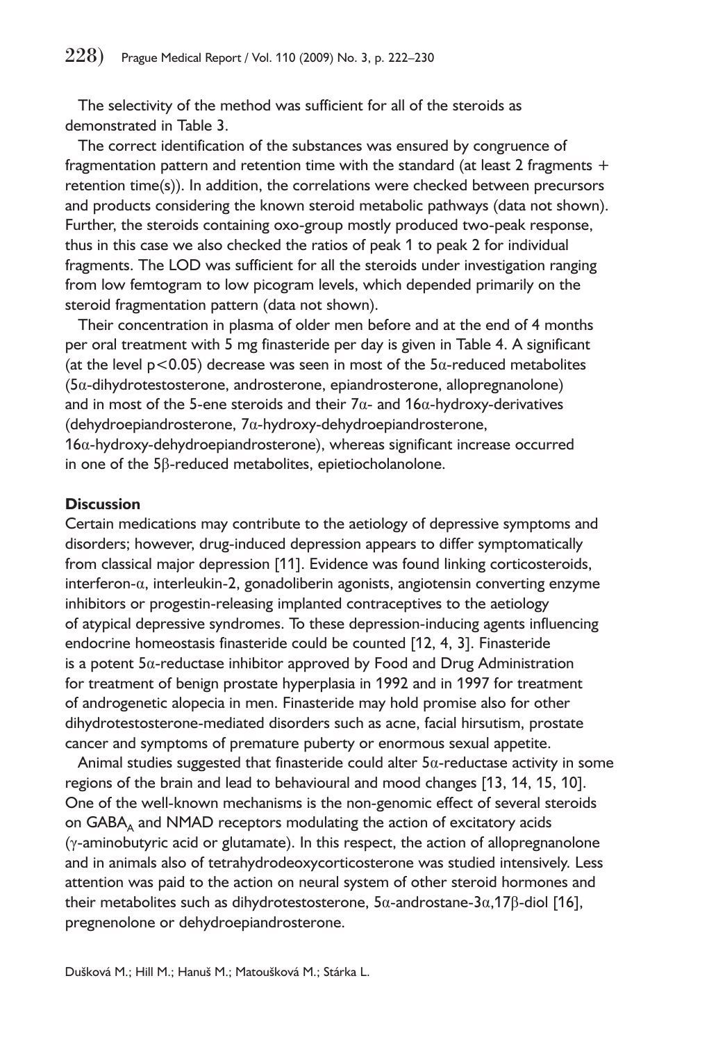The selectivity of the method was sufficient for all of the steroids as demonstrated in Table 3.

The correct identification of the substances was ensured by congruence of fragmentation pattern and retention time with the standard (at least 2 fragments + retention time(s)). In addition, the correlations were checked between precursors and products considering the known steroid metabolic pathways (data not shown). Further, the steroids containing oxo-group mostly produced two-peak response, thus in this case we also checked the ratios of peak 1 to peak 2 for individual fragments. The LOD was sufficient for all the steroids under investigation ranging from low femtogram to low picogram levels, which depended primarily on the steroid fragmentation pattern (data not shown).

Their concentration in plasma of older men before and at the end of 4 months per oral treatment with 5 mg finasteride per day is given in Table 4. A significant (at the level $p<0.05$) decrease was seen in most of the 5α-reduced metabolites (5α-dihydrotestosterone, androsterone, epiandrosterone, allopregnanolone) and in most of the 5-ene steroids and their 7α- and 16α-hydroxy-derivatives (dehydroepiandrosterone, 7α-hydroxy-dehydroepiandrosterone, 16α-hydroxy-dehydroepiandrosterone), whereas significant increase occurred in one of the 5β-reduced metabolites, epietiocholanolone.

## Discussion

Certain medications may contribute to the aetiology of depressive symptoms and disorders; however, drug-induced depression appears to differ symptomatically from classical major depression [11]. Evidence was found linking corticosteroids, interferon-α, interleukin-2, gonadoliberin agonists, angiotensin converting enzyme inhibitors or progestin-releasing implanted contraceptives to the aetiology of atypical depressive syndromes. To these depression-inducing agents influencing endocrine homeostasis finasteride could be counted [12, 4, 3]. Finasteride is a potent 5α-reductase inhibitor approved by Food and Drug Administration for treatment of benign prostate hyperplasia in 1992 and in 1997 for treatment of androgenetic alopecia in men. Finasteride may hold promise also for other dihydrotestosterone-mediated disorders such as acne, facial hirsutism, prostate cancer and symptoms of premature puberty or enormous sexual appetite.

Animal studies suggested that finasteride could alter 5α-reductase activity in some regions of the brain and lead to behavioural and mood changes [13, 14, 15, 10]. One of the well-known mechanisms is the non-genomic effect of several steroids on $GABA_A$ and NMAD receptors modulating the action of excitatory acids (γ-aminobutyric acid or glutamate). In this respect, the action of allopregnanolone and in animals also of tetrahydrodeoxycorticosterone was studied intensively. Less attention was paid to the action on neural system of other steroid hormones and their metabolites such as dihydrotestosterone, 5α-androstane-3α,17β-diol [16], pregnenolone or dehydroepiandrosterone.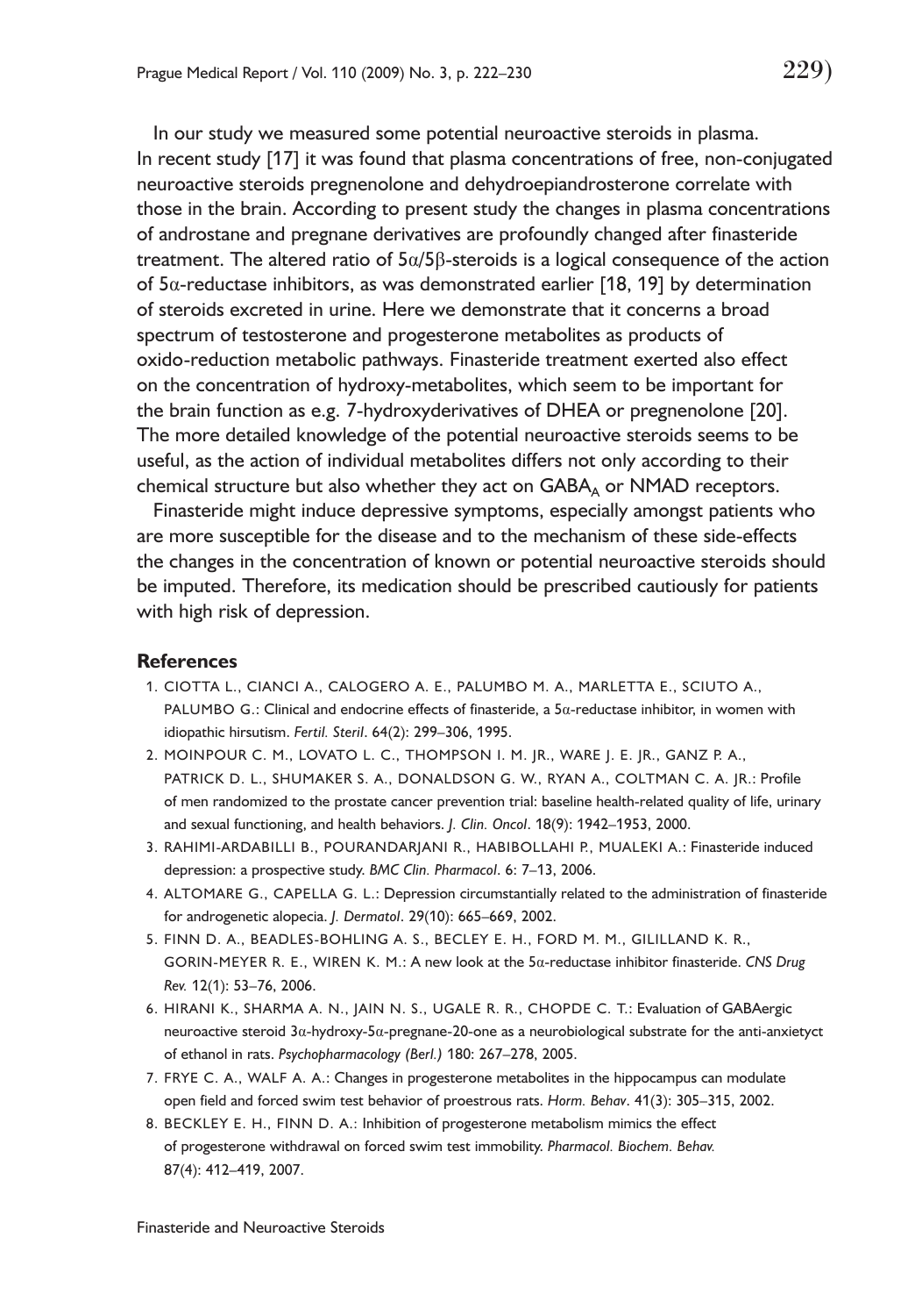In our study we measured some potential neuroactive steroids in plasma. In recent study [17] it was found that plasma concentrations of free, non-conjugated neuroactive steroids pregnenolone and dehydroepiandrosterone correlate with those in the brain. According to present study the changes in plasma concentrations of androstane and pregnane derivatives are profoundly changed after finasteride treatment. The altered ratio of $5\alpha/5\beta$-steroids is a logical consequence of the action of $5\alpha$-reductase inhibitors, as was demonstrated earlier [18, 19] by determination of steroids excreted in urine. Here we demonstrate that it concerns a broad spectrum of testosterone and progesterone metabolites as products of oxido-reduction metabolic pathways. Finasteride treatment exerted also effect on the concentration of hydroxy-metabolites, which seem to be important for the brain function as e.g. 7-hydroxyderivatives of DHEA or pregnenolone [20]. The more detailed knowledge of the potential neuroactive steroids seems to be useful, as the action of individual metabolites differs not only according to their chemical structure but also whether they act on $GABA_A$ or NMAD receptors.

Finasteride might induce depressive symptoms, especially amongst patients who are more susceptible for the disease and to the mechanism of these side-effects the changes in the concentration of known or potential neuroactive steroids should be imputed. Therefore, its medication should be prescribed cautiously for patients with high risk of depression.

## References

1. CIOTTA L., CIANCI A., CALOGERO A. E., PALUMBO M. A., MARLETTA E., SCIUTO A., PALUMBO G.: Clinical and endocrine effects of finasteride, a $5\alpha$-reductase inhibitor, in women with idiopathic hirsutism. *Fertil. Steril*. 64(2): 299–306, 1995.
2. MOINPOUR C. M., LOVATO L. C., THOMPSON I. M. JR., WARE J. E. JR., GANZ P. A., PATRICK D. L., SHUMAKER S. A., DONALDSON G. W., RYAN A., COLTMAN C. A. JR.: Profile of men randomized to the prostate cancer prevention trial: baseline health-related quality of life, urinary and sexual functioning, and health behaviors. *J. Clin. Oncol*. 18(9): 1942–1953, 2000.
3. RAHIMI-ARDABILLI B., POURANDARJANI R., HABIBOLLAHI P., MUALEKI A.: Finasteride induced depression: a prospective study. *BMC Clin. Pharmacol*. 6: 7–13, 2006.
4. ALTOMARE G., CAPELLA G. L.: Depression circumstantially related to the administration of finasteride for androgenetic alopecia. *J. Dermatol*. 29(10): 665–669, 2002.
5. FINN D. A., BEADLES-BOHLING A. S., BECLEY E. H., FORD M. M., GILILLAND K. R., GORIN-MEYER R. E., WIREN K. M.: A new look at the $5\alpha$-reductase inhibitor finasteride. *CNS Drug Rev.* 12(1): 53–76, 2006.
6. HIRANI K., SHARMA A. N., JAIN N. S., UGALE R. R., CHOPDE C. T.: Evaluation of GABAergic neuroactive steroid $3\alpha$-hydroxy-$5\alpha$-pregnane-20-one as a neurobiological substrate for the anti-anxietyct of ethanol in rats. *Psychopharmacology (Berl.)* 180: 267–278, 2005.
7. FRYE C. A., WALF A. A.: Changes in progesterone metabolites in the hippocampus can modulate open field and forced swim test behavior of proestrous rats. *Horm. Behav*. 41(3): 305–315, 2002.
8. BECKLEY E. H., FINN D. A.: Inhibition of progesterone metabolism mimics the effect of progesterone withdrawal on forced swim test immobility. *Pharmacol. Biochem. Behav.* 87(4): 412–419, 2007.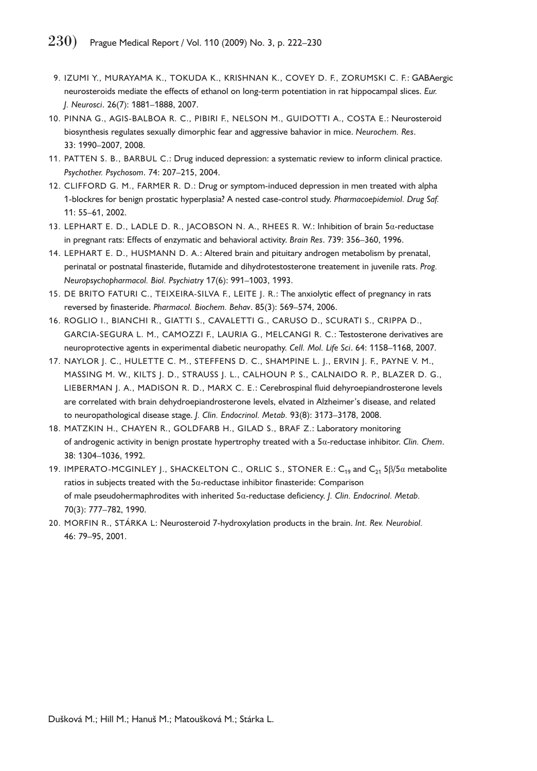9. IZUMI Y., MURAYAMA K., TOKUDA K., KRISHNAN K., COVEY D. F., ZORUMSKI C. F.: GABAergic neurosteroids mediate the effects of ethanol on long-term potentiation in rat hippocampal slices. *Eur. J. Neurosci*. 26(7): 1881–1888, 2007.
10. PINNA G., AGIS-BALBOA R. C., PIBIRI F., NELSON M., GUIDOTTI A., COSTA E.: Neurosteroid biosynthesis regulates sexually dimorphic fear and aggressive bahavior in mice. *Neurochem. Res*. 33: 1990–2007, 2008.
11. PATTEN S. B., BARBUL C.: Drug induced depression: a systematic review to inform clinical practice. *Psychother. Psychosom*. 74: 207–215, 2004.
12. CLIFFORD G. M., FARMER R. D.: Drug or symptom-induced depression in men treated with alpha 1-blockres for benign prostatic hyperplasia? A nested case-control study. *Pharmacoepidemiol. Drug Saf.* 11: 55–61, 2002.
13. LEPHART E. D., LADLE D. R., JACOBSON N. A., RHEES R. W.: Inhibition of brain 5α-reductase in pregnant rats: Effects of enzymatic and behavioral activity. *Brain Res*. 739: 356–360, 1996.
14. LEPHART E. D., HUSMANN D. A.: Altered brain and pituitary androgen metabolism by prenatal, perinatal or postnatal finasteride, flutamide and dihydrotestosterone treatement in juvenile rats. *Prog. Neuropsychopharmacol. Biol. Psychiatry* 17(6): 991–1003, 1993.
15. DE BRITO FATURI C., TEIXEIRA-SILVA F., LEITE J. R.: The anxiolytic effect of pregnancy in rats reversed by finasteride. *Pharmacol. Biochem. Behav*. 85(3): 569–574, 2006.
16. ROGLIO I., BIANCHI R., GIATTI S., CAVALETTI G., CARUSO D., SCURATI S., CRIPPA D., GARCIA-SEGURA L. M., CAMOZZI F., LAURIA G., MELCANGI R. C.: Testosterone derivatives are neuroprotective agents in experimental diabetic neuropathy. *Cell. Mol. Life Sci*. 64: 1158–1168, 2007.
17. NAYLOR J. C., HULETTE C. M., STEFFENS D. C., SHAMPINE L. J., ERVIN J. F., PAYNE V. M., MASSING M. W., KILTS J. D., STRAUSS J. L., CALHOUN P. S., CALNAIDO R. P., BLAZER D. G., LIEBERMAN J. A., MADISON R. D., MARX C. E.: Cerebrospinal fluid dehyroepiandrosterone levels are correlated with brain dehydroepiandrosterone levels, elvated in Alzheimer's disease, and related to neuropathological disease stage. *J. Clin. Endocrinol. Metab.* 93(8): 3173–3178, 2008.
18. MATZKIN H., CHAYEN R., GOLDFARB H., GILAD S., BRAF Z.: Laboratory monitoring of androgenic activity in benign prostate hypertrophy treated with a 5α-reductase inhibitor. *Clin. Chem*. 38: 1304–1036, 1992.
19. IMPERATO-MCGINLEY J., SHACKELTON C., ORLIC S., STONER E.: $C_{19}$ and $C_{21}$ 5β/5α metabolite ratios in subjects treated with the 5α-reductase inhibitor finasteride: Comparison of male pseudohermaphrodites with inherited 5α-reductase deficiency. *J. Clin. Endocrinol. Metab.* 70(3): 777–782, 1990.
20. MORFIN R., STÁRKA L: Neurosteroid 7-hydroxylation products in the brain. *Int. Rev. Neurobiol.* 46: 79–95, 2001.